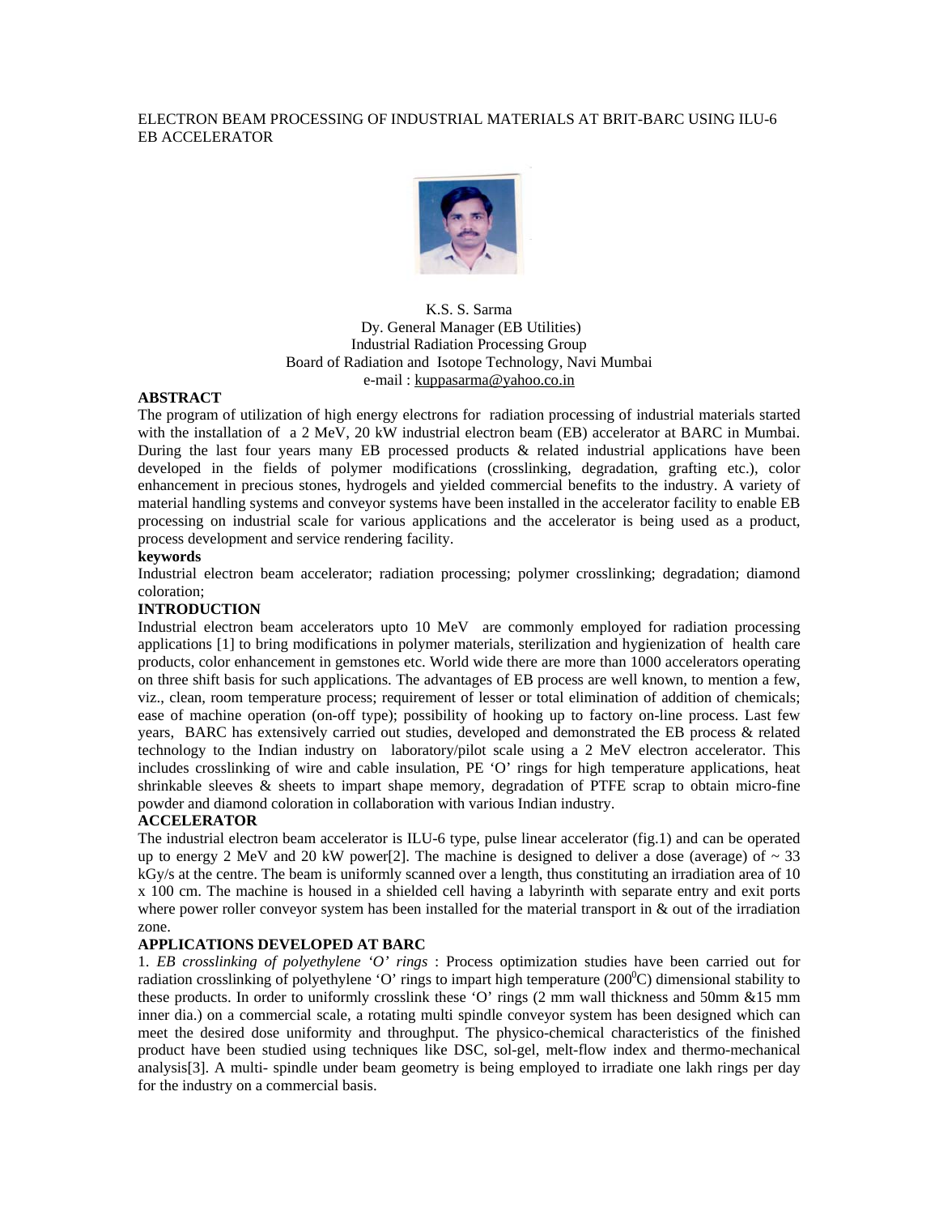# ELECTRON BEAM PROCESSING OF INDUSTRIAL MATERIALS AT BRIT-BARC USING ILU-6 EB ACCELERATOR

K.S. S. Sarma
Dy. General Manager (EB Utilities)
Industrial Radiation Processing Group
Board of Radiation and Isotope Technology, Navi Mumbai
e-mail : kuppasarma@yahoo.co.in

**ABSTRACT**

The program of utilization of high energy electrons for radiation processing of industrial materials started with the installation of a 2 MeV, 20 kW industrial electron beam (EB) accelerator at BARC in Mumbai. During the last four years many EB processed products & related industrial applications have been developed in the fields of polymer modifications (crosslinking, degradation, grafting etc.), color enhancement in precious stones, hydrogels and yielded commercial benefits to the industry. A variety of material handling systems and conveyor systems have been installed in the accelerator facility to enable EB processing on industrial scale for various applications and the accelerator is being used as a product, process development and service rendering facility.

**keywords**

Industrial electron beam accelerator; radiation processing; polymer crosslinking; degradation; diamond coloration;

**INTRODUCTION**

Industrial electron beam accelerators upto 10 MeV are commonly employed for radiation processing applications [1] to bring modifications in polymer materials, sterilization and hygienization of health care products, color enhancement in gemstones etc. World wide there are more than 1000 accelerators operating on three shift basis for such applications. The advantages of EB process are well known, to mention a few, viz., clean, room temperature process; requirement of lesser or total elimination of addition of chemicals; ease of machine operation (on-off type); possibility of hooking up to factory on-line process. Last few years, BARC has extensively carried out studies, developed and demonstrated the EB process & related technology to the Indian industry on laboratory/pilot scale using a 2 MeV electron accelerator. This includes crosslinking of wire and cable insulation, PE 'O' rings for high temperature applications, heat shrinkable sleeves & sheets to impart shape memory, degradation of PTFE scrap to obtain micro-fine powder and diamond coloration in collaboration with various Indian industry.

**ACCELERATOR**

The industrial electron beam accelerator is ILU-6 type, pulse linear accelerator (fig.1) and can be operated up to energy 2 MeV and 20 kW power[2]. The machine is designed to deliver a dose (average) of ~ 33 kGy/s at the centre. The beam is uniformly scanned over a length, thus constituting an irradiation area of 10 x 100 cm. The machine is housed in a shielded cell having a labyrinth with separate entry and exit ports where power roller conveyor system has been installed for the material transport in & out of the irradiation zone.

**APPLICATIONS DEVELOPED AT BARC**

1. *EB crosslinking of polyethylene 'O' rings* : Process optimization studies have been carried out for radiation crosslinking of polyethylene 'O' rings to impart high temperature ($200^0$C) dimensional stability to these products. In order to uniformly crosslink these 'O' rings (2 mm wall thickness and 50mm &15 mm inner dia.) on a commercial scale, a rotating multi spindle conveyor system has been designed which can meet the desired dose uniformity and throughput. The physico-chemical characteristics of the finished product have been studied using techniques like DSC, sol-gel, melt-flow index and thermo-mechanical analysis[3]. A multi- spindle under beam geometry is being employed to irradiate one lakh rings per day for the industry on a commercial basis.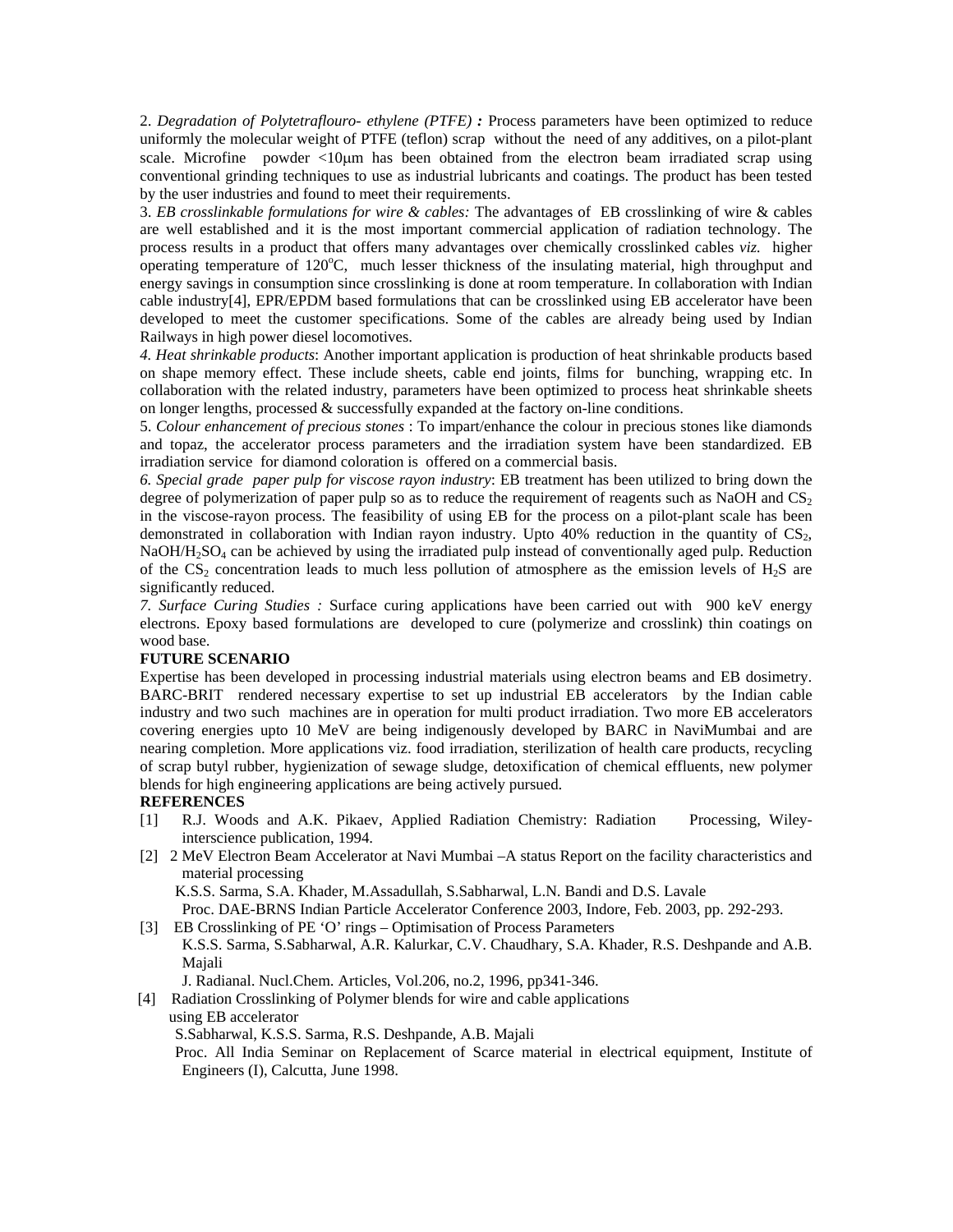2. *Degradation of Polytetraflouro- ethylene (PTFE)* **:** Process parameters have been optimized to reduce uniformly the molecular weight of PTFE (teflon) scrap without the need of any additives, on a pilot-plant scale. Microfine powder <10μm has been obtained from the electron beam irradiated scrap using conventional grinding techniques to use as industrial lubricants and coatings. The product has been tested by the user industries and found to meet their requirements.

3. *EB crosslinkable formulations for wire & cables:* The advantages of EB crosslinking of wire & cables are well established and it is the most important commercial application of radiation technology. The process results in a product that offers many advantages over chemically crosslinked cables *viz.* higher operating temperature of 120$^o$C, much lesser thickness of the insulating material, high throughput and energy savings in consumption since crosslinking is done at room temperature. In collaboration with Indian cable industry[4], EPR/EPDM based formulations that can be crosslinked using EB accelerator have been developed to meet the customer specifications. Some of the cables are already being used by Indian Railways in high power diesel locomotives.

*4. Heat shrinkable products*: Another important application is production of heat shrinkable products based on shape memory effect. These include sheets, cable end joints, films for bunching, wrapping etc. In collaboration with the related industry, parameters have been optimized to process heat shrinkable sheets on longer lengths, processed & successfully expanded at the factory on-line conditions.

5. *Colour enhancement of precious stones* : To impart/enhance the colour in precious stones like diamonds and topaz, the accelerator process parameters and the irradiation system have been standardized. EB irradiation service for diamond coloration is offered on a commercial basis.

*6. Special grade paper pulp for viscose rayon industry*: EB treatment has been utilized to bring down the degree of polymerization of paper pulp so as to reduce the requirement of reagents such as NaOH and $CS_2$ in the viscose-rayon process. The feasibility of using EB for the process on a pilot-plant scale has been demonstrated in collaboration with Indian rayon industry. Upto 40% reduction in the quantity of $CS_2$, $NaOH/H_2SO_4$ can be achieved by using the irradiated pulp instead of conventionally aged pulp. Reduction of the $CS_2$ concentration leads to much less pollution of atmosphere as the emission levels of $H_2S$ are significantly reduced.

*7. Surface Curing Studies :* Surface curing applications have been carried out with 900 keV energy electrons. Epoxy based formulations are developed to cure (polymerize and crosslink) thin coatings on wood base.

**FUTURE SCENARIO**

Expertise has been developed in processing industrial materials using electron beams and EB dosimetry. BARC-BRIT rendered necessary expertise to set up industrial EB accelerators by the Indian cable industry and two such machines are in operation for multi product irradiation. Two more EB accelerators covering energies upto 10 MeV are being indigenously developed by BARC in NaviMumbai and are nearing completion. More applications viz. food irradiation, sterilization of health care products, recycling of scrap butyl rubber, hygienization of sewage sludge, detoxification of chemical effluents, new polymer blends for high engineering applications are being actively pursued.

**REFERENCES**

[1] R.J. Woods and A.K. Pikaev, Applied Radiation Chemistry: Radiation Processing, Wiley-interscience publication, 1994.

[2] 2 MeV Electron Beam Accelerator at Navi Mumbai –A status Report on the facility characteristics and material processing
K.S.S. Sarma, S.A. Khader, M.Assadullah, S.Sabharwal, L.N. Bandi and D.S. Lavale
Proc. DAE-BRNS Indian Particle Accelerator Conference 2003, Indore, Feb. 2003, pp. 292-293.

[3] EB Crosslinking of PE 'O' rings – Optimisation of Process Parameters
K.S.S. Sarma, S.Sabharwal, A.R. Kalurkar, C.V. Chaudhary, S.A. Khader, R.S. Deshpande and A.B. Majali
J. Radianal. Nucl.Chem. Articles, Vol.206, no.2, 1996, pp341-346.

[4] Radiation Crosslinking of Polymer blends for wire and cable applications using EB accelerator
S.Sabharwal, K.S.S. Sarma, R.S. Deshpande, A.B. Majali
Proc. All India Seminar on Replacement of Scarce material in electrical equipment, Institute of Engineers (I), Calcutta, June 1998.